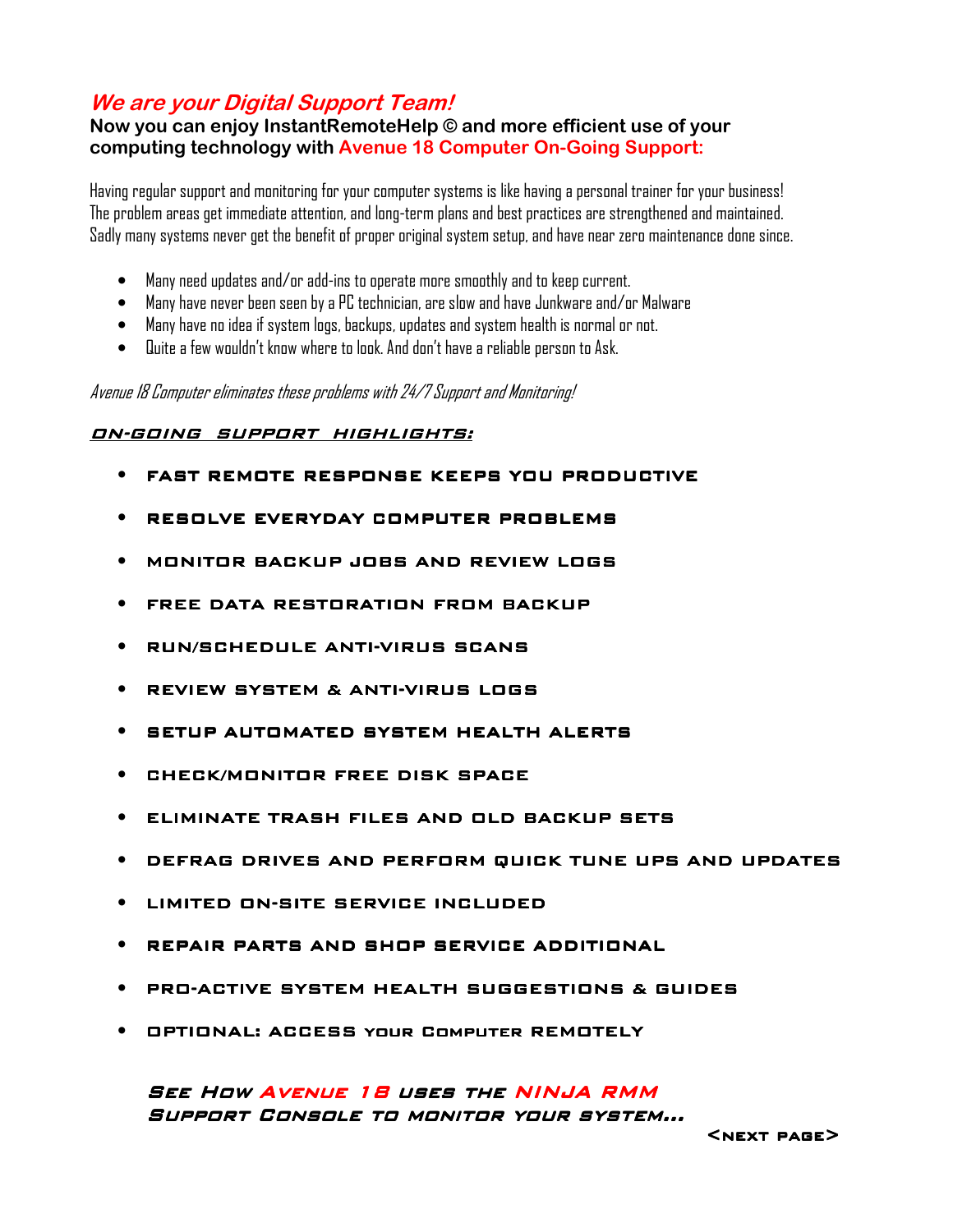## *We are your Digital Support Team!*

**Now you can enjoy InstantRemoteHelp © and more efficient use of your computing technology with Avenue 18 Computer On-Going Support:**

Having regular support and monitoring for your computer systems is like having a personal trainer for your business! The problem areas get immediate attention, and long-term plans and best practices are strengthened and maintained. Sadly many systems never get the benefit of proper original system setup, and have near zero maintenance done since.

- Many need updates and/or add-ins to operate more smoothly and to keep current.
- Many have never been seen by a PC technician, are slow and have Junkware and/or Malware
- Many have no idea if system logs, backups, updates and system health is normal or not.
- Quite a few wouldn't know where to look. And don't have a reliable person to Ask.

*Avenue 18 Computer eliminates these problems with 24/7 Support and Monitoring!*

### ***ON-GOING SUPPORT HIGHLIGHTS:***

- **FAST REMOTE RESPONSE KEEPS YOU PRODUCTIVE**
- **RESOLVE EVERYDAY COMPUTER PROBLEMS**
- **MONITOR BACKUP JOBS AND REVIEW LOGS**
- **FREE DATA RESTORATION FROM BACKUP**
- **RUN/SCHEDULE ANTI-VIRUS SCANS**
- **REVIEW SYSTEM & ANTI-VIRUS LOGS**
- **SETUP AUTOMATED SYSTEM HEALTH ALERTS**
- **CHECK/MONITOR FREE DISK SPACE**
- **ELIMINATE TRASH FILES AND OLD BACKUP SETS**
- **DEFRAG DRIVES AND PERFORM QUICK TUNE UPS AND UPDATES**
- **LIMITED ON-SITE SERVICE INCLUDED**
- **REPAIR PARTS AND SHOP SERVICE ADDITIONAL**
- **PRO-ACTIVE SYSTEM HEALTH SUGGESTIONS & GUIDES**
- **OPTIONAL: ACCESS YOUR COMPUTER REMOTELY**

***SEE HOW AVENUE 18 USES THE NINJA RMM SUPPORT CONSOLE TO MONITOR YOUR SYSTEM…***

**<NEXT PAGE>**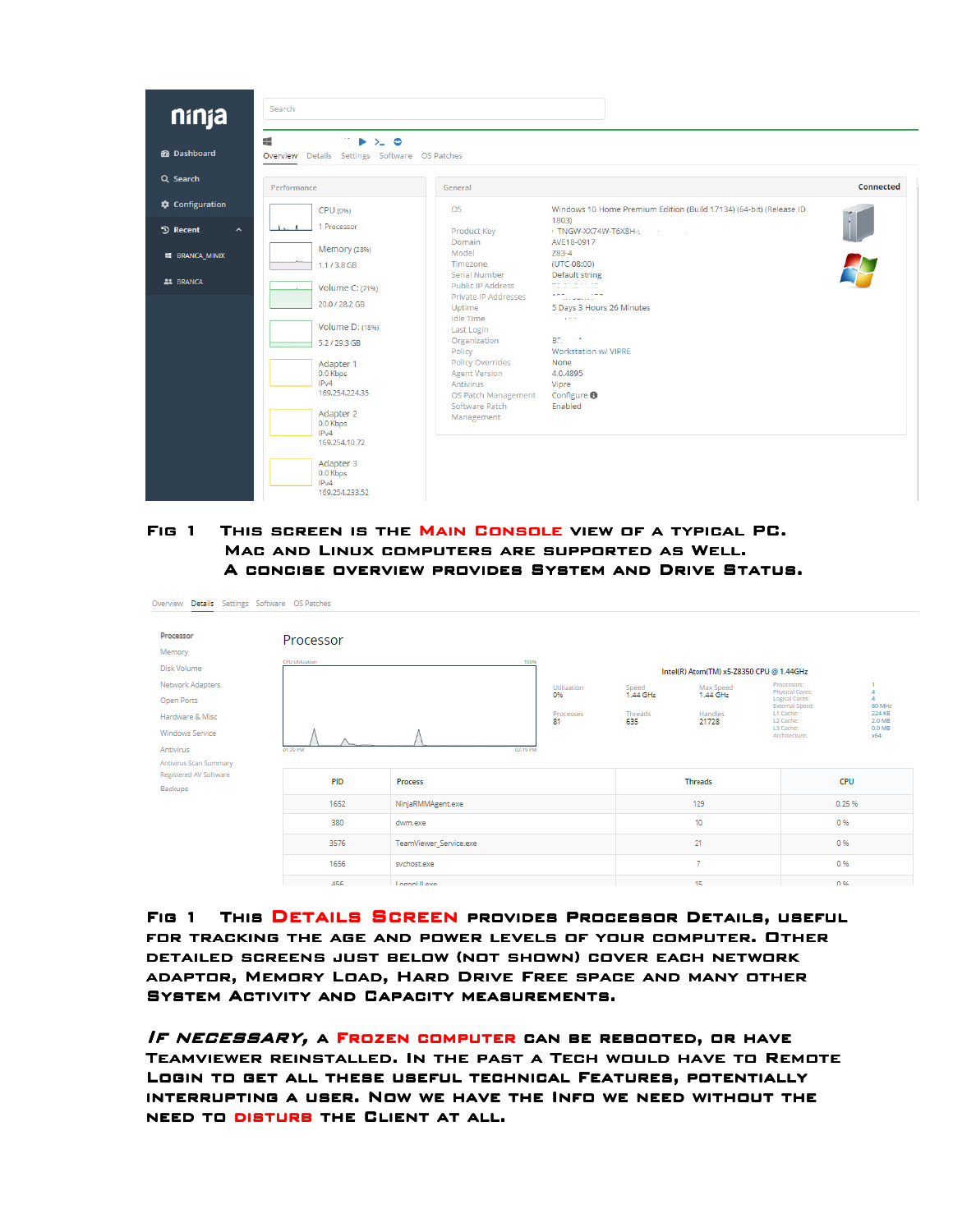ninja

Search

Overview Details Settings Software OS Patches

| Performance | |
|---|---|
| CPU (0%) | 1 Processor |
| Memory (28%) | 1.1 / 3.8 GB |
| Volume C: (71%) | 20.0 / 28.2 GB |
| Volume D: (18%) | 5.2 / 29.3 GB |
| Adapter 1 | 0.0 Kbps IPv4 169.254.224.35 |
| Adapter 2 | 0.0 Kbps IPv4 169.254.10.72 |
| Adapter 3 | 0.0 Kbps IPv4 169.254.233.52 |

General — Connected

| | |
|---|---|
| OS | Windows 10 Home Premium Edition (Build 17134) (64-bit) (Release ID 1803) |
| Product Key | TNGW-XX74W-T6X8H- |
| Domain | AVE18-0917 |
| Model | Z83-4 |
| Timezone | (UTC-08:00) |
| Serial Number | Default string |
| Public IP Address | |
| Private IP Addresses | |
| Uptime | 5 Days 3 Hours 26 Minutes |
| Idle Time | |
| Last Login | |
| Organization | |
| Policy | Workstation w/ VIPRE |
| Policy Overrides | None |
| Agent Version | 4.0.4895 |
| Antivirus | Vipre |
| OS Patch Management | Configure |
| Software Patch Management | Enabled |

**Fig 1** This screen is the **Main Console** view of a typical PC. Mac and Linux computers are supported as well. A concise overview provides System and Drive Status.

Overview Details Settings Software OS Patches

Processor, Memory, Disk Volume, Network Adapters, Open Ports, Hardware & Misc, Windows Service, Antivirus, Antivirus Scan Summary, Registered AV Software, Backups

## Processor

Intel(R) Atom(TM) x5-Z8350 CPU @ 1.44GHz

| Utilization | Speed | Max Speed |
|---|---|---|
| 0% | 1.44 GHz | 1.44 GHz |
| **Processes** | **Threads** | **Handles** |
| 81 | 635 | 21728 |

| | |
|---|---|
| Processors: | 1 |
| Physical Cores: | 4 |
| Logical Cores: | 4 |
| External Speed: | 80 MHz |
| L1 Cache: | 224 KB |
| L2 Cache: | 2.0 MB |
| L3 Cache: | 0.0 MB |
| Architecture: | x64 |

| PID | Process | Threads | CPU |
|---|---|---|---|
| 1652 | NinjaRMMAgent.exe | 129 | 0.25 % |
| 380 | dwm.exe | 10 | 0 % |
| 3576 | TeamViewer_Service.exe | 21 | 0 % |
| 1656 | svchost.exe | 7 | 0 % |
| 456 | LogonUI.exe | 15 | 0 % |

**Fig 1** This **Details Screen** provides Processor Details, useful for tracking the age and power levels of your computer. Other detailed screens just below (not shown) cover each network adaptor, Memory Load, Hard Drive Free space and many other System Activity and Capacity measurements.

*If necessary,* a **Frozen computer** can be rebooted, or have TeamViewer reinstalled. In the past a Tech would have to Remote Login to get all these useful technical Features, potentially interrupting a user. Now we have the Info we need without the need to **disturb** the Client at all.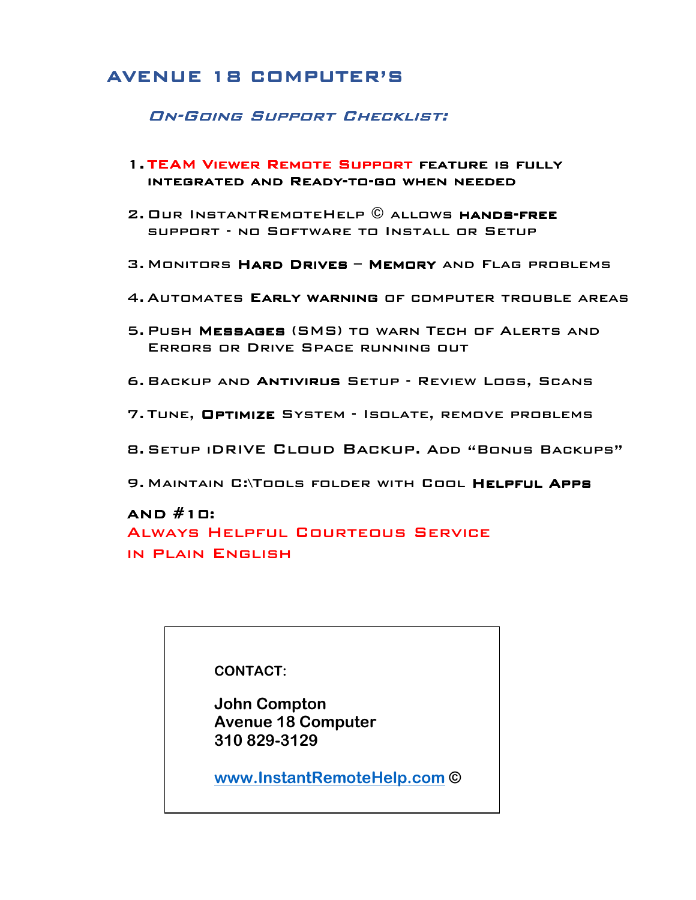# Avenue 18 Computer's

## *On-Going Support Checklist:*

1. TEAM Viewer Remote Support feature is fully integrated and Ready-to-go when needed
2. Our InstantRemoteHelp © allows **hands-free** support - no Software to Install or Setup
3. Monitors **Hard Drives** – **Memory** and Flag problems
4. Automates **Early warning** of computer trouble areas
5. Push **Messages** (SMS) to warn Tech of Alerts and Errors or Drive Space running out
6. Backup and **Antivirus** Setup - Review Logs, Scans
7. Tune, **Optimize** System - Isolate, remove problems
8. Setup iDRIVE Cloud Backup. Add "Bonus Backups"
9. Maintain C:\Tools folder with Cool **Helpful Apps**

**And #10:**

Always Helpful Courteous Service
in Plain English

**CONTACT:**

**John Compton**
**Avenue 18 Computer**
**310 829-3129**

**www.InstantRemoteHelp.com ©**